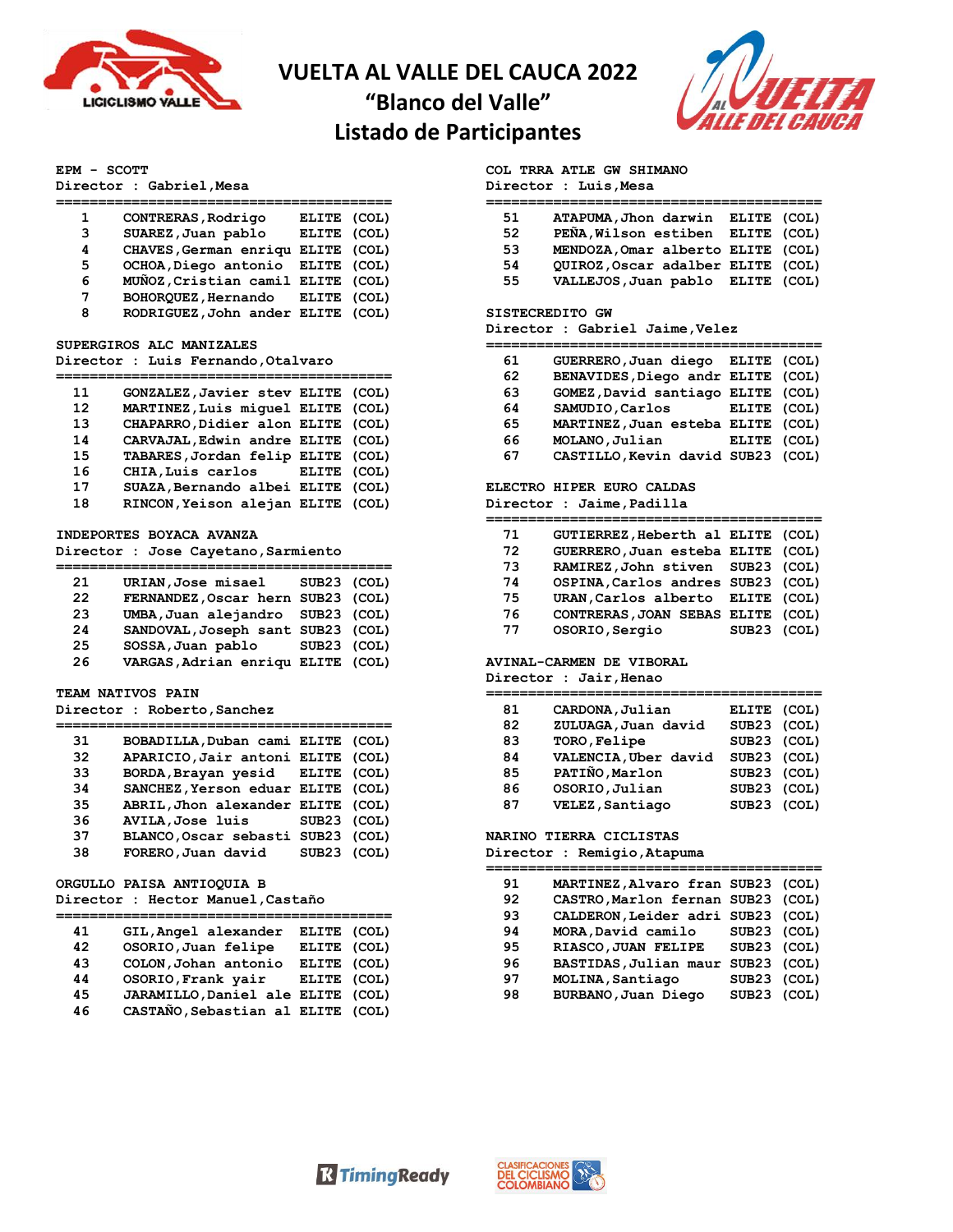# VUELTA AL VALLE DEL CAUCA 2022
## "Blanco del Valle"
## Listado de Participantes

**EPM - SCOTT**
Director : Gabriel,Mesa

| No. | Nombre | Categoría | País |
|---|---|---|---|
| 1 | CONTRERAS,Rodrigo | ELITE | (COL) |
| 3 | SUAREZ,Juan pablo | ELITE | (COL) |
| 4 | CHAVES,German enriqu | ELITE | (COL) |
| 5 | OCHOA,Diego antonio | ELITE | (COL) |
| 6 | MUÑOZ,Cristian camil | ELITE | (COL) |
| 7 | BOHORQUEZ,Hernando | ELITE | (COL) |
| 8 | RODRIGUEZ,John ander | ELITE | (COL) |

**SUPERGIROS ALC MANIZALES**
Director : Luis Fernando,Otalvaro

| No. | Nombre | Categoría | País |
|---|---|---|---|
| 11 | GONZALEZ,Javier stev | ELITE | (COL) |
| 12 | MARTINEZ,Luis miguel | ELITE | (COL) |
| 13 | CHAPARRO,Didier alon | ELITE | (COL) |
| 14 | CARVAJAL,Edwin andre | ELITE | (COL) |
| 15 | TABARES,Jordan felip | ELITE | (COL) |
| 16 | CHIA,Luis carlos | ELITE | (COL) |
| 17 | SUAZA,Bernando albei | ELITE | (COL) |
| 18 | RINCON,Yeison alejan | ELITE | (COL) |

**INDEPORTES BOYACA AVANZA**
Director : Jose Cayetano,Sarmiento

| No. | Nombre | Categoría | País |
|---|---|---|---|
| 21 | URIAN,Jose misael | SUB23 | (COL) |
| 22 | FERNANDEZ,Oscar hern | SUB23 | (COL) |
| 23 | UMBA,Juan alejandro | SUB23 | (COL) |
| 24 | SANDOVAL,Joseph sant | SUB23 | (COL) |
| 25 | SOSSA,Juan pablo | SUB23 | (COL) |
| 26 | VARGAS,Adrian enriqu | ELITE | (COL) |

**TEAM NATIVOS PAIN**
Director : Roberto,Sanchez

| No. | Nombre | Categoría | País |
|---|---|---|---|
| 31 | BOBADILLA,Duban cami | ELITE | (COL) |
| 32 | APARICIO,Jair antoni | ELITE | (COL) |
| 33 | BORDA,Brayan yesid | ELITE | (COL) |
| 34 | SANCHEZ,Yerson eduar | ELITE | (COL) |
| 35 | ABRIL,Jhon alexander | ELITE | (COL) |
| 36 | AVILA,Jose luis | SUB23 | (COL) |
| 37 | BLANCO,Oscar sebasti | SUB23 | (COL) |
| 38 | FORERO,Juan david | SUB23 | (COL) |

**ORGULLO PAISA ANTIOQUIA B**
Director : Hector Manuel,Castaño

| No. | Nombre | Categoría | País |
|---|---|---|---|
| 41 | GIL,Angel alexander | ELITE | (COL) |
| 42 | OSORIO,Juan felipe | ELITE | (COL) |
| 43 | COLON,Johan antonio | ELITE | (COL) |
| 44 | OSORIO,Frank yair | ELITE | (COL) |
| 45 | JARAMILLO,Daniel ale | ELITE | (COL) |
| 46 | CASTAÑO,Sebastian al | ELITE | (COL) |

**COL TRRA ATLE GW SHIMANO**
Director : Luis,Mesa

| No. | Nombre | Categoría | País |
|---|---|---|---|
| 51 | ATAPUMA,Jhon darwin | ELITE | (COL) |
| 52 | PEÑA,Wilson estiben | ELITE | (COL) |
| 53 | MENDOZA,Omar alberto | ELITE | (COL) |
| 54 | QUIROZ,Oscar adalber | ELITE | (COL) |
| 55 | VALLEJOS,Juan pablo | ELITE | (COL) |

**SISTECREDITO GW**
Director : Gabriel Jaime,Velez

| No. | Nombre | Categoría | País |
|---|---|---|---|
| 61 | GUERRERO,Juan diego | ELITE | (COL) |
| 62 | BENAVIDES,Diego andr | ELITE | (COL) |
| 63 | GOMEZ,David santiago | ELITE | (COL) |
| 64 | SAMUDIO,Carlos | ELITE | (COL) |
| 65 | MARTINEZ,Juan esteba | ELITE | (COL) |
| 66 | MOLANO,Julian | ELITE | (COL) |
| 67 | CASTILLO,Kevin david | SUB23 | (COL) |

**ELECTRO HIPER EURO CALDAS**
Director : Jaime,Padilla

| No. | Nombre | Categoría | País |
|---|---|---|---|
| 71 | GUTIERREZ,Heberth al | ELITE | (COL) |
| 72 | GUERRERO,Juan esteba | ELITE | (COL) |
| 73 | RAMIREZ,John stiven | SUB23 | (COL) |
| 74 | OSPINA,Carlos andres | SUB23 | (COL) |
| 75 | URAN,Carlos alberto | ELITE | (COL) |
| 76 | CONTRERAS,JOAN SEBAS | ELITE | (COL) |
| 77 | OSORIO,Sergio | SUB23 | (COL) |

**AVINAL-CARMEN DE VIBORAL**
Director : Jair,Henao

| No. | Nombre | Categoría | País |
|---|---|---|---|
| 81 | CARDONA,Julian | ELITE | (COL) |
| 82 | ZULUAGA,Juan david | SUB23 | (COL) |
| 83 | TORO,Felipe | SUB23 | (COL) |
| 84 | VALENCIA,Uber david | SUB23 | (COL) |
| 85 | PATIÑO,Marlon | SUB23 | (COL) |
| 86 | OSORIO,Julian | SUB23 | (COL) |
| 87 | VELEZ,Santiago | SUB23 | (COL) |

**NARINO TIERRA CICLISTAS**
Director : Remigio,Atapuma

| No. | Nombre | Categoría | País |
|---|---|---|---|
| 91 | MARTINEZ,Alvaro fran | SUB23 | (COL) |
| 92 | CASTRO,Marlon fernan | SUB23 | (COL) |
| 93 | CALDERON,Leider adri | SUB23 | (COL) |
| 94 | MORA,David camilo | SUB23 | (COL) |
| 95 | RIASCO,JUAN FELIPE | SUB23 | (COL) |
| 96 | BASTIDAS,Julian maur | SUB23 | (COL) |
| 97 | MOLINA,Santiago | SUB23 | (COL) |
| 98 | BURBANO,Juan Diego | SUB23 | (COL) |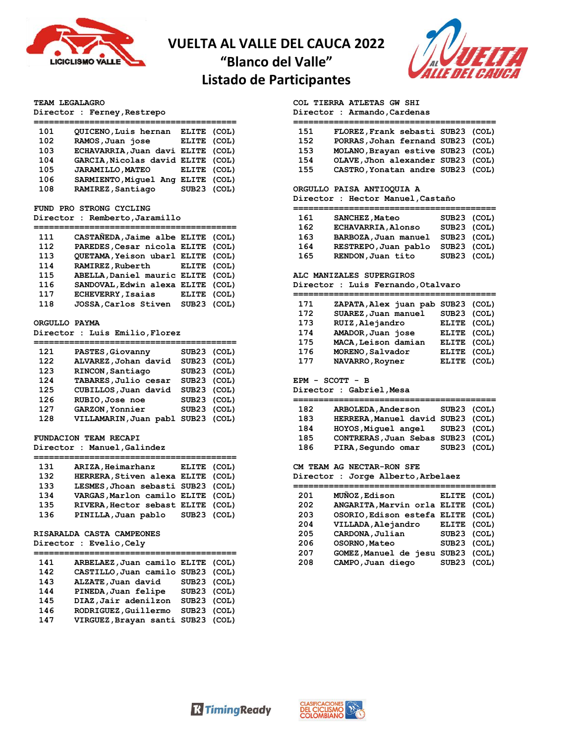# VUELTA AL VALLE DEL CAUCA 2022
## "Blanco del Valle"
## Listado de Participantes

### TEAM LEGALAGRO
Director : Ferney,Restrepo

| | | | |
|---|---|---|---|
| 101 | QUICENO,Luis hernan | ELITE | (COL) |
| 102 | RAMOS,Juan jose | ELITE | (COL) |
| 103 | ECHAVARRIA,Juan davi | ELITE | (COL) |
| 104 | GARCIA,Nicolas david | ELITE | (COL) |
| 105 | JARAMILLO,MATEO | ELITE | (COL) |
| 106 | SARMIENTO,Miguel Ang | ELITE | (COL) |
| 108 | RAMIREZ,Santiago | SUB23 | (COL) |

### FUND PRO STRONG CYCLING
Director : Remberto,Jaramillo

| | | | |
|---|---|---|---|
| 111 | CASTAÑEDA,Jaime albe | ELITE | (COL) |
| 112 | PAREDES,Cesar nicola | ELITE | (COL) |
| 113 | QUETAMA,Yeison ubarl | ELITE | (COL) |
| 114 | RAMIREZ,Ruberth | ELITE | (COL) |
| 115 | ABELLA,Daniel mauric | ELITE | (COL) |
| 116 | SANDOVAL,Edwin alexa | ELITE | (COL) |
| 117 | ECHEVERRY,Isaias | ELITE | (COL) |
| 118 | JOSSA,Carlos Stiven | SUB23 | (COL) |

### ORGULLO PAYMA
Director : Luis Emilio,Florez

| | | | |
|---|---|---|---|
| 121 | PASTES,Giovanny | SUB23 | (COL) |
| 122 | ALVAREZ,Johan david | SUB23 | (COL) |
| 123 | RINCON,Santiago | SUB23 | (COL) |
| 124 | TABARES,Julio cesar | SUB23 | (COL) |
| 125 | CUBILLOS,Juan david | SUB23 | (COL) |
| 126 | RUBIO,Jose noe | SUB23 | (COL) |
| 127 | GARZON,Yonnier | SUB23 | (COL) |
| 128 | VILLAMARIN,Juan pabl | SUB23 | (COL) |

### FUNDACION TEAM RECAPI
Director : Manuel,Galindez

| | | | |
|---|---|---|---|
| 131 | ARIZA,Heimarhanz | ELITE | (COL) |
| 132 | HERRERA,Stiven alexa | ELITE | (COL) |
| 133 | LESMES,Jhoan sebasti | SUB23 | (COL) |
| 134 | VARGAS,Marlon camilo | ELITE | (COL) |
| 135 | RIVERA,Hector sebast | ELITE | (COL) |
| 136 | PINILLA,Juan pablo | SUB23 | (COL) |

### RISARALDA CASTA CAMPEONES
Director : Evelio,Cely

| | | | |
|---|---|---|---|
| 141 | ARBELAEZ,Juan camilo | ELITE | (COL) |
| 142 | CASTILLO,Juan camilo | SUB23 | (COL) |
| 143 | ALZATE,Juan david | SUB23 | (COL) |
| 144 | PINEDA,Juan felipe | SUB23 | (COL) |
| 145 | DIAZ,Jair adenilzon | SUB23 | (COL) |
| 146 | RODRIGUEZ,Guillermo | SUB23 | (COL) |
| 147 | VIRGUEZ,Brayan santi | SUB23 | (COL) |

### COL TIERRA ATLETAS GW SHI
Director : Armando,Cardenas

| | | | |
|---|---|---|---|
| 151 | FLOREZ,Frank sebasti | SUB23 | (COL) |
| 152 | PORRAS,Johan fernand | SUB23 | (COL) |
| 153 | MOLANO,Brayan estive | SUB23 | (COL) |
| 154 | OLAVE,Jhon alexander | SUB23 | (COL) |
| 155 | CASTRO,Yonatan andre | SUB23 | (COL) |

### ORGULLO PAISA ANTIOQUIA A
Director : Hector Manuel,Castaño

| | | | |
|---|---|---|---|
| 161 | SANCHEZ,Mateo | SUB23 | (COL) |
| 162 | ECHAVARRIA,Alonso | SUB23 | (COL) |
| 163 | BARBOZA,Juan manuel | SUB23 | (COL) |
| 164 | RESTREPO,Juan pablo | SUB23 | (COL) |
| 165 | RENDON,Juan tito | SUB23 | (COL) |

### ALC MANIZALES SUPERGIROS
Director : Luis Fernando,Otalvaro

| | | | |
|---|---|---|---|
| 171 | ZAPATA,Alex juan pab | SUB23 | (COL) |
| 172 | SUAREZ,Juan manuel | SUB23 | (COL) |
| 173 | RUIZ,Alejandro | ELITE | (COL) |
| 174 | AMADOR,Juan jose | ELITE | (COL) |
| 175 | MACA,Leison damian | ELITE | (COL) |
| 176 | MORENO,Salvador | ELITE | (COL) |
| 177 | NAVARRO,Royner | ELITE | (COL) |

### EPM - SCOTT - B
Director : Gabriel,Mesa

| | | | |
|---|---|---|---|
| 182 | ARBOLEDA,Anderson | SUB23 | (COL) |
| 183 | HERRERA,Manuel david | SUB23 | (COL) |
| 184 | HOYOS,Miguel angel | SUB23 | (COL) |
| 185 | CONTRERAS,Juan Sebas | SUB23 | (COL) |
| 186 | PIRA,Segundo omar | SUB23 | (COL) |

### CM TEAM AG NECTAR-RON SFE
Director : Jorge Alberto,Arbelaez

| | | | |
|---|---|---|---|
| 201 | MUÑOZ,Edison | ELITE | (COL) |
| 202 | ANGARITA,Marvin orla | ELITE | (COL) |
| 203 | OSORIO,Edison estefa | ELITE | (COL) |
| 204 | VILLADA,Alejandro | ELITE | (COL) |
| 205 | CARDONA,Julian | SUB23 | (COL) |
| 206 | OSORNO,Mateo | SUB23 | (COL) |
| 207 | GOMEZ,Manuel de jesu | SUB23 | (COL) |
| 208 | CAMPO,Juan diego | SUB23 | (COL) |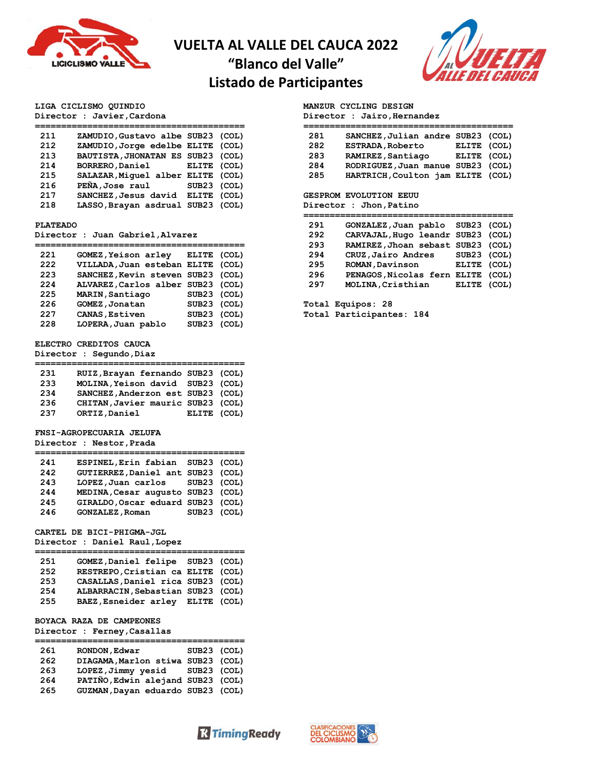# VUELTA AL VALLE DEL CAUCA 2022
## "Blanco del Valle"
## Listado de Participantes

**LIGA CICLISMO QUINDIO**
Director : Javier,Cardona

| | | | |
|---|---|---|---|
| 211 | ZAMUDIO,Gustavo albe | SUB23 | (COL) |
| 212 | ZAMUDIO,Jorge edelbe | ELITE | (COL) |
| 213 | BAUTISTA,JHONATAN ES | SUB23 | (COL) |
| 214 | BORRERO,Daniel | ELITE | (COL) |
| 215 | SALAZAR,Miguel alber | ELITE | (COL) |
| 216 | PEÑA,Jose raul | SUB23 | (COL) |
| 217 | SANCHEZ,Jesus david | ELITE | (COL) |
| 218 | LASSO,Brayan asdrual | SUB23 | (COL) |

**PLATEADO**
Director : Juan Gabriel,Alvarez

| | | | |
|---|---|---|---|
| 221 | GOMEZ,Yeison arley | ELITE | (COL) |
| 222 | VILLADA,Juan esteban | ELITE | (COL) |
| 223 | SANCHEZ,Kevin steven | SUB23 | (COL) |
| 224 | ALVAREZ,Carlos alber | SUB23 | (COL) |
| 225 | MARIN,Santiago | SUB23 | (COL) |
| 226 | GOMEZ,Jonatan | SUB23 | (COL) |
| 227 | CANAS,Estiven | SUB23 | (COL) |
| 228 | LOPERA,Juan pablo | SUB23 | (COL) |

**ELECTRO CREDITOS CAUCA**
Director : Segundo,Diaz

| | | | |
|---|---|---|---|
| 231 | RUIZ,Brayan fernando | SUB23 | (COL) |
| 233 | MOLINA,Yeison david | SUB23 | (COL) |
| 234 | SANCHEZ,Anderzon est | SUB23 | (COL) |
| 236 | CHITAN,Javier mauric | SUB23 | (COL) |
| 237 | ORTIZ,Daniel | ELITE | (COL) |

**FNSI-AGROPECUARIA JELUFA**
Director : Nestor,Prada

| | | | |
|---|---|---|---|
| 241 | ESPINEL,Erin fabian | SUB23 | (COL) |
| 242 | GUTIERREZ,Daniel ant | SUB23 | (COL) |
| 243 | LOPEZ,Juan carlos | SUB23 | (COL) |
| 244 | MEDINA,Cesar augusto | SUB23 | (COL) |
| 245 | GIRALDO,Oscar eduard | SUB23 | (COL) |
| 246 | GONZALEZ,Roman | SUB23 | (COL) |

**CARTEL DE BICI-PHIGMA-JGL**
Director : Daniel Raul,Lopez

| | | | |
|---|---|---|---|
| 251 | GOMEZ,Daniel felipe | SUB23 | (COL) |
| 252 | RESTREPO,Cristian ca | ELITE | (COL) |
| 253 | CASALLAS,Daniel rica | SUB23 | (COL) |
| 254 | ALBARRACIN,Sebastian | SUB23 | (COL) |
| 255 | BAEZ,Esneider arley | ELITE | (COL) |

**BOYACA RAZA DE CAMPEONES**
Director : Ferney,Casallas

| | | | |
|---|---|---|---|
| 261 | RONDON,Edwar | SUB23 | (COL) |
| 262 | DIAGAMA,Marlon stiwa | SUB23 | (COL) |
| 263 | LOPEZ,Jimmy yesid | SUB23 | (COL) |
| 264 | PATIÑO,Edwin alejand | SUB23 | (COL) |
| 265 | GUZMAN,Dayan eduardo | SUB23 | (COL) |

**MANZUR CYCLING DESIGN**
Director : Jairo,Hernandez

| | | | |
|---|---|---|---|
| 281 | SANCHEZ,Julian andre | SUB23 | (COL) |
| 282 | ESTRADA,Roberto | ELITE | (COL) |
| 283 | RAMIREZ,Santiago | ELITE | (COL) |
| 284 | RODRIGUEZ,Juan manue | SUB23 | (COL) |
| 285 | HARTRICH,Coulton jam | ELITE | (COL) |

**GESPROM EVOLUTION EEUU**
Director : Jhon,Patino

| | | | |
|---|---|---|---|
| 291 | GONZALEZ,Juan pablo | SUB23 | (COL) |
| 292 | CARVAJAL,Hugo leandr | SUB23 | (COL) |
| 293 | RAMIREZ,Jhoan sebast | SUB23 | (COL) |
| 294 | CRUZ,Jairo Andres | SUB23 | (COL) |
| 295 | ROMAN,Davinson | ELITE | (COL) |
| 296 | PENAGOS,Nicolas fern | ELITE | (COL) |
| 297 | MOLINA,Cristhian | ELITE | (COL) |

Total Equipos: 28
Total Participantes: 184